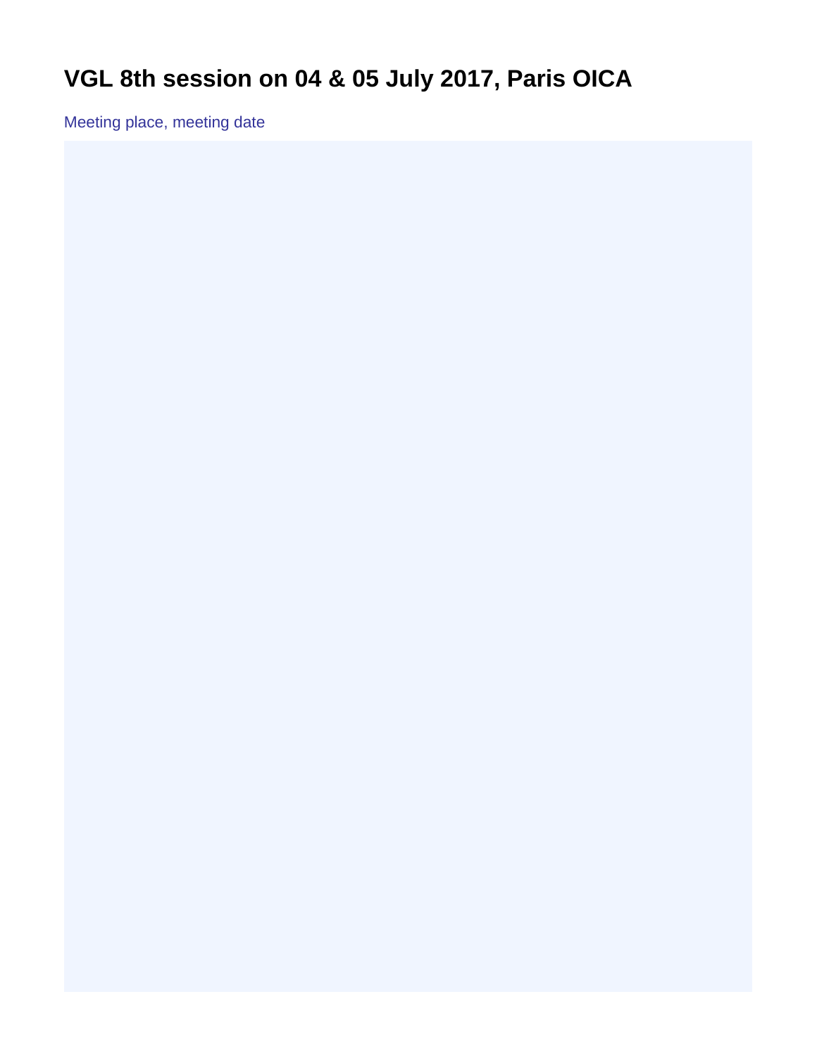# VGL 8th session on 04 & 05 July 2017, Paris OICA

Meeting place, meeting date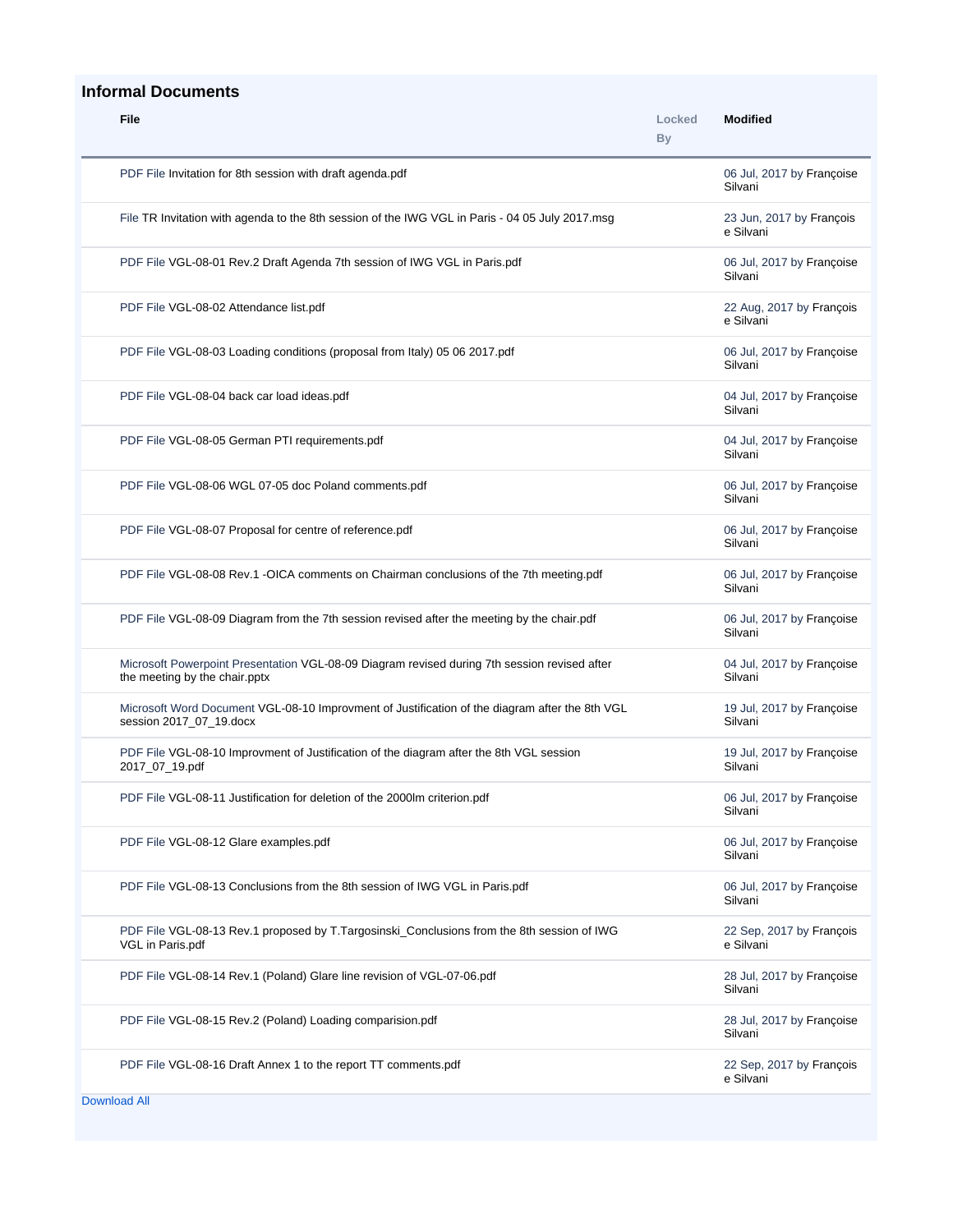## Informal Documents

| File | Locked By | Modified |
|---|---|---|
| PDF File Invitation for 8th session with draft agenda.pdf | | 06 Jul, 2017 by Françoise Silvani |
| File TR Invitation with agenda to the 8th session of the IWG VGL in Paris - 04 05 July 2017.msg | | 23 Jun, 2017 by Françoise Silvani |
| PDF File VGL-08-01 Rev.2 Draft Agenda 7th session of IWG VGL in Paris.pdf | | 06 Jul, 2017 by Françoise Silvani |
| PDF File VGL-08-02 Attendance list.pdf | | 22 Aug, 2017 by Françoise Silvani |
| PDF File VGL-08-03 Loading conditions (proposal from Italy) 05 06 2017.pdf | | 06 Jul, 2017 by Françoise Silvani |
| PDF File VGL-08-04 back car load ideas.pdf | | 04 Jul, 2017 by Françoise Silvani |
| PDF File VGL-08-05 German PTI requirements.pdf | | 04 Jul, 2017 by Françoise Silvani |
| PDF File VGL-08-06 WGL 07-05 doc Poland comments.pdf | | 06 Jul, 2017 by Françoise Silvani |
| PDF File VGL-08-07 Proposal for centre of reference.pdf | | 06 Jul, 2017 by Françoise Silvani |
| PDF File VGL-08-08 Rev.1 -OICA comments on Chairman conclusions of the 7th meeting.pdf | | 06 Jul, 2017 by Françoise Silvani |
| PDF File VGL-08-09 Diagram from the 7th session revised after the meeting by the chair.pdf | | 06 Jul, 2017 by Françoise Silvani |
| Microsoft Powerpoint Presentation VGL-08-09 Diagram revised during 7th session revised after the meeting by the chair.pptx | | 04 Jul, 2017 by Françoise Silvani |
| Microsoft Word Document VGL-08-10 Improvment of Justification of the diagram after the 8th VGL session 2017_07_19.docx | | 19 Jul, 2017 by Françoise Silvani |
| PDF File VGL-08-10 Improvment of Justification of the diagram after the 8th VGL session 2017_07_19.pdf | | 19 Jul, 2017 by Françoise Silvani |
| PDF File VGL-08-11 Justification for deletion of the 2000lm criterion.pdf | | 06 Jul, 2017 by Françoise Silvani |
| PDF File VGL-08-12 Glare examples.pdf | | 06 Jul, 2017 by Françoise Silvani |
| PDF File VGL-08-13 Conclusions from the 8th session of IWG VGL in Paris.pdf | | 06 Jul, 2017 by Françoise Silvani |
| PDF File VGL-08-13 Rev.1 proposed by T.Targosinski_Conclusions from the 8th session of IWG VGL in Paris.pdf | | 22 Sep, 2017 by Françoise Silvani |
| PDF File VGL-08-14 Rev.1 (Poland) Glare line revision of VGL-07-06.pdf | | 28 Jul, 2017 by Françoise Silvani |
| PDF File VGL-08-15 Rev.2 (Poland) Loading comparision.pdf | | 28 Jul, 2017 by Françoise Silvani |
| PDF File VGL-08-16 Draft Annex 1 to the report TT comments.pdf | | 22 Sep, 2017 by Françoise Silvani |

Download All